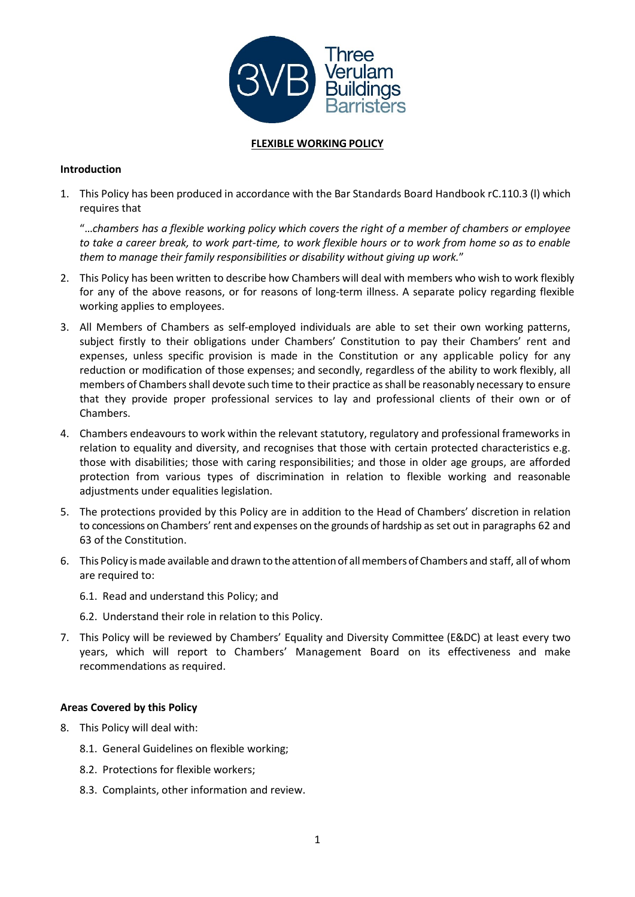# FLEXIBLE WORKING POLICY

**Introduction**

1. This Policy has been produced in accordance with the Bar Standards Board Handbook rC.110.3 (l) which requires that

   "*…chambers has a flexible working policy which covers the right of a member of chambers or employee to take a career break, to work part-time, to work flexible hours or to work from home so as to enable them to manage their family responsibilities or disability without giving up work.*"

2. This Policy has been written to describe how Chambers will deal with members who wish to work flexibly for any of the above reasons, or for reasons of long-term illness. A separate policy regarding flexible working applies to employees.

3. All Members of Chambers as self-employed individuals are able to set their own working patterns, subject firstly to their obligations under Chambers' Constitution to pay their Chambers' rent and expenses, unless specific provision is made in the Constitution or any applicable policy for any reduction or modification of those expenses; and secondly, regardless of the ability to work flexibly, all members of Chambers shall devote such time to their practice as shall be reasonably necessary to ensure that they provide proper professional services to lay and professional clients of their own or of Chambers.

4. Chambers endeavours to work within the relevant statutory, regulatory and professional frameworks in relation to equality and diversity, and recognises that those with certain protected characteristics e.g. those with disabilities; those with caring responsibilities; and those in older age groups, are afforded protection from various types of discrimination in relation to flexible working and reasonable adjustments under equalities legislation.

5. The protections provided by this Policy are in addition to the Head of Chambers' discretion in relation to concessions on Chambers' rent and expenses on the grounds of hardship as set out in paragraphs 62 and 63 of the Constitution.

6. This Policy is made available and drawn to the attention of all members of Chambers and staff, all of whom are required to:

   6.1. Read and understand this Policy; and

   6.2. Understand their role in relation to this Policy.

7. This Policy will be reviewed by Chambers' Equality and Diversity Committee (E&DC) at least every two years, which will report to Chambers' Management Board on its effectiveness and make recommendations as required.

**Areas Covered by this Policy**

8. This Policy will deal with:

   8.1. General Guidelines on flexible working;

   8.2. Protections for flexible workers;

   8.3. Complaints, other information and review.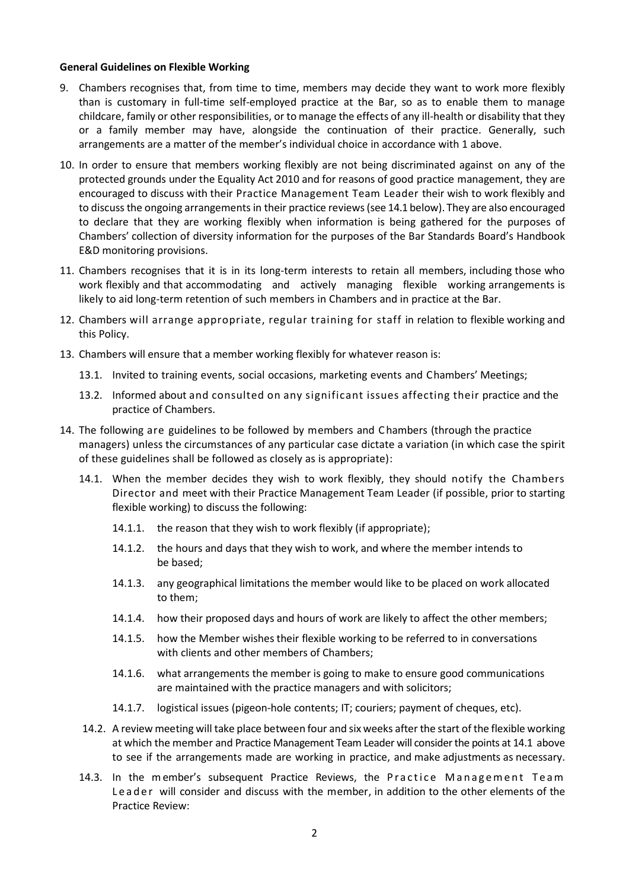**General Guidelines on Flexible Working**

9. Chambers recognises that, from time to time, members may decide they want to work more flexibly than is customary in full-time self-employed practice at the Bar, so as to enable them to manage childcare, family or other responsibilities, or to manage the effects of any ill-health or disability that they or a family member may have, alongside the continuation of their practice. Generally, such arrangements are a matter of the member's individual choice in accordance with 1 above.

10. In order to ensure that members working flexibly are not being discriminated against on any of the protected grounds under the Equality Act 2010 and for reasons of good practice management, they are encouraged to discuss with their Practice Management Team Leader their wish to work flexibly and to discuss the ongoing arrangements in their practice reviews (see 14.1 below). They are also encouraged to declare that they are working flexibly when information is being gathered for the purposes of Chambers' collection of diversity information for the purposes of the Bar Standards Board's Handbook E&D monitoring provisions.

11. Chambers recognises that it is in its long-term interests to retain all members, including those who work flexibly and that accommodating and actively managing flexible working arrangements is likely to aid long-term retention of such members in Chambers and in practice at the Bar.

12. Chambers will arrange appropriate, regular training for staff in relation to flexible working and this Policy.

13. Chambers will ensure that a member working flexibly for whatever reason is:

    13.1. Invited to training events, social occasions, marketing events and Chambers' Meetings;

    13.2. Informed about and consulted on any significant issues affecting their practice and the practice of Chambers.

14. The following are guidelines to be followed by members and Chambers (through the practice managers) unless the circumstances of any particular case dictate a variation (in which case the spirit of these guidelines shall be followed as closely as is appropriate):

    14.1. When the member decides they wish to work flexibly, they should notify the Chambers Director and meet with their Practice Management Team Leader (if possible, prior to starting flexible working) to discuss the following:

        14.1.1. the reason that they wish to work flexibly (if appropriate);

        14.1.2. the hours and days that they wish to work, and where the member intends to be based;

        14.1.3. any geographical limitations the member would like to be placed on work allocated to them;

        14.1.4. how their proposed days and hours of work are likely to affect the other members;

        14.1.5. how the Member wishes their flexible working to be referred to in conversations with clients and other members of Chambers;

        14.1.6. what arrangements the member is going to make to ensure good communications are maintained with the practice managers and with solicitors;

        14.1.7. logistical issues (pigeon-hole contents; IT; couriers; payment of cheques, etc).

    14.2. A review meeting will take place between four and six weeks after the start of the flexible working at which the member and Practice Management Team Leader will consider the points at 14.1 above to see if the arrangements made are working in practice, and make adjustments as necessary.

    14.3. In the member's subsequent Practice Reviews, the Practice Management Team Leader will consider and discuss with the member, in addition to the other elements of the Practice Review: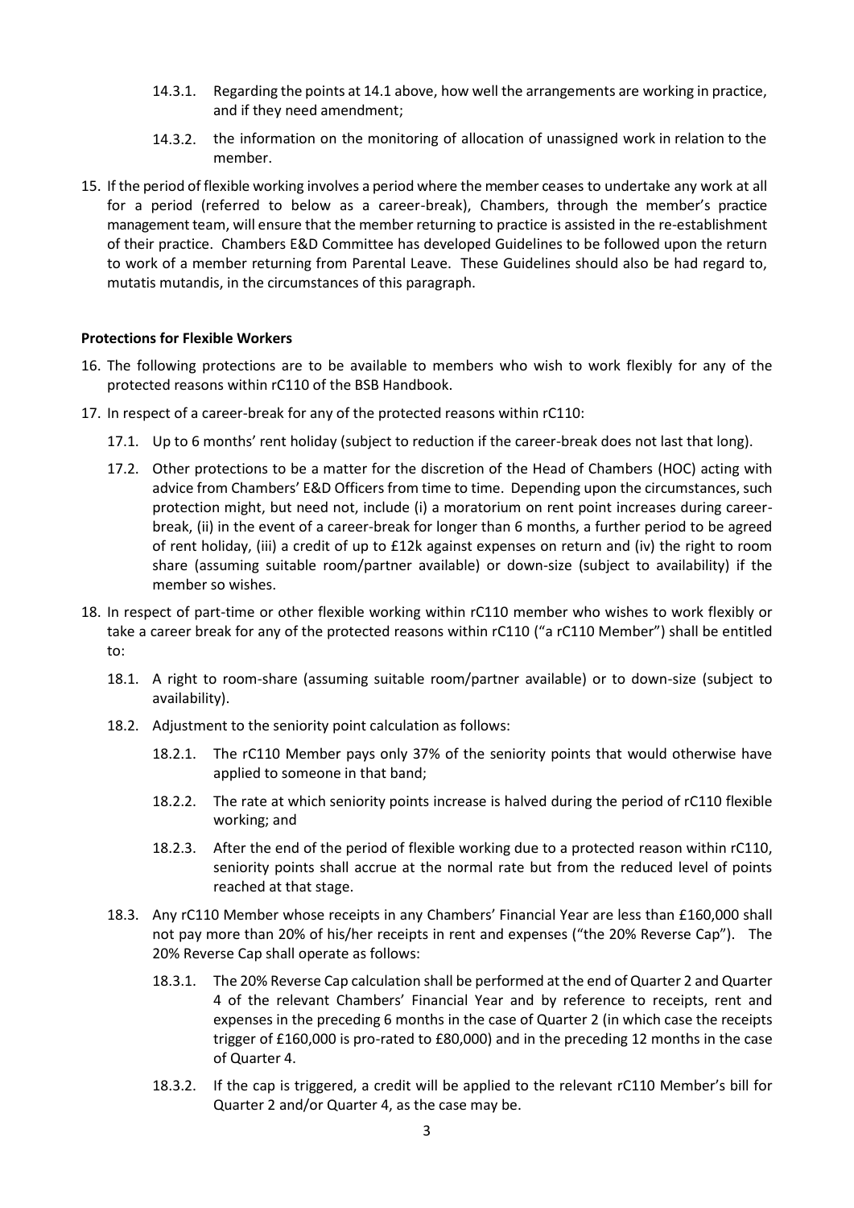14.3.1. Regarding the points at 14.1 above, how well the arrangements are working in practice, and if they need amendment;

14.3.2. the information on the monitoring of allocation of unassigned work in relation to the member.

15. If the period of flexible working involves a period where the member ceases to undertake any work at all for a period (referred to below as a career-break), Chambers, through the member's practice management team, will ensure that the member returning to practice is assisted in the re-establishment of their practice. Chambers E&D Committee has developed Guidelines to be followed upon the return to work of a member returning from Parental Leave. These Guidelines should also be had regard to, mutatis mutandis, in the circumstances of this paragraph.

**Protections for Flexible Workers**

16. The following protections are to be available to members who wish to work flexibly for any of the protected reasons within rC110 of the BSB Handbook.

17. In respect of a career-break for any of the protected reasons within rC110:

17.1. Up to 6 months' rent holiday (subject to reduction if the career-break does not last that long).

17.2. Other protections to be a matter for the discretion of the Head of Chambers (HOC) acting with advice from Chambers' E&D Officers from time to time. Depending upon the circumstances, such protection might, but need not, include (i) a moratorium on rent point increases during career-break, (ii) in the event of a career-break for longer than 6 months, a further period to be agreed of rent holiday, (iii) a credit of up to £12k against expenses on return and (iv) the right to room share (assuming suitable room/partner available) or down-size (subject to availability) if the member so wishes.

18. In respect of part-time or other flexible working within rC110 member who wishes to work flexibly or take a career break for any of the protected reasons within rC110 ("a rC110 Member") shall be entitled to:

18.1. A right to room-share (assuming suitable room/partner available) or to down-size (subject to availability).

18.2. Adjustment to the seniority point calculation as follows:

18.2.1. The rC110 Member pays only 37% of the seniority points that would otherwise have applied to someone in that band;

18.2.2. The rate at which seniority points increase is halved during the period of rC110 flexible working; and

18.2.3. After the end of the period of flexible working due to a protected reason within rC110, seniority points shall accrue at the normal rate but from the reduced level of points reached at that stage.

18.3. Any rC110 Member whose receipts in any Chambers' Financial Year are less than £160,000 shall not pay more than 20% of his/her receipts in rent and expenses ("the 20% Reverse Cap"). The 20% Reverse Cap shall operate as follows:

18.3.1. The 20% Reverse Cap calculation shall be performed at the end of Quarter 2 and Quarter 4 of the relevant Chambers' Financial Year and by reference to receipts, rent and expenses in the preceding 6 months in the case of Quarter 2 (in which case the receipts trigger of £160,000 is pro-rated to £80,000) and in the preceding 12 months in the case of Quarter 4.

18.3.2. If the cap is triggered, a credit will be applied to the relevant rC110 Member's bill for Quarter 2 and/or Quarter 4, as the case may be.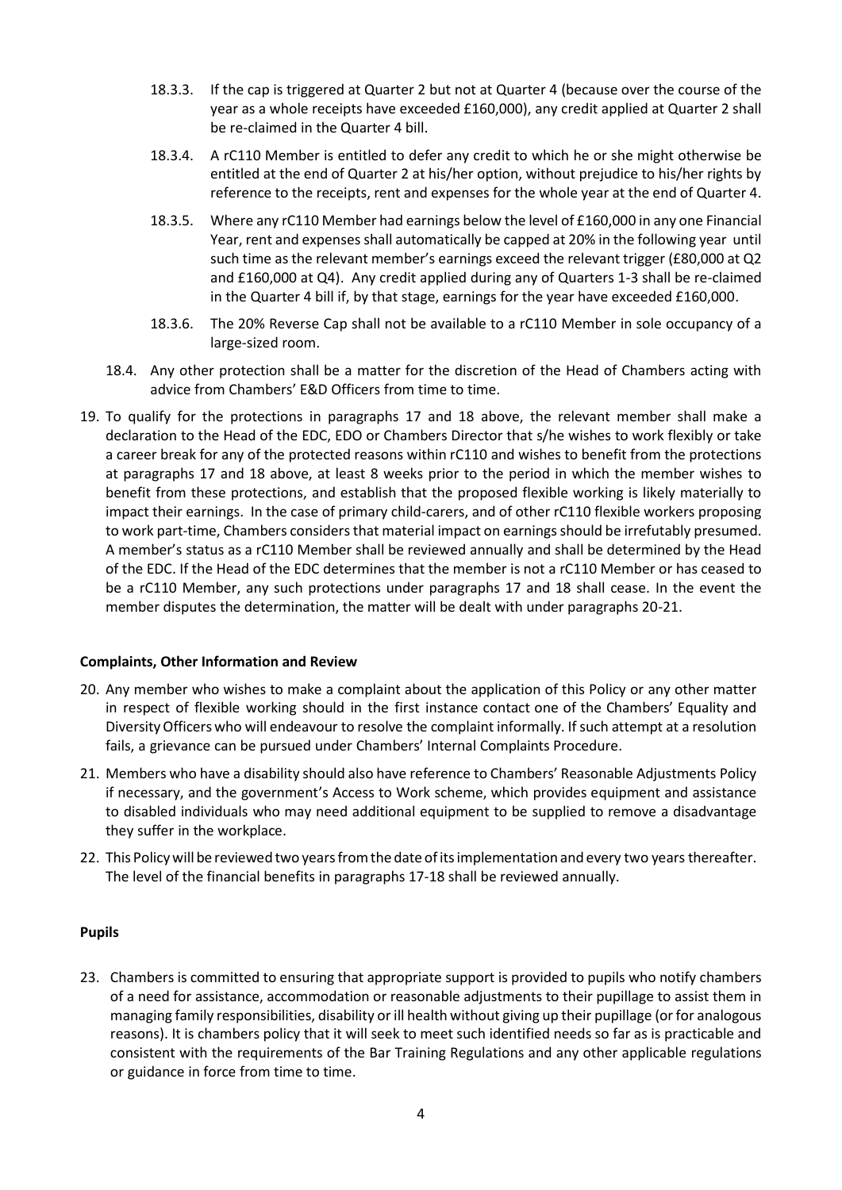18.3.3. If the cap is triggered at Quarter 2 but not at Quarter 4 (because over the course of the year as a whole receipts have exceeded £160,000), any credit applied at Quarter 2 shall be re-claimed in the Quarter 4 bill.

18.3.4. A rC110 Member is entitled to defer any credit to which he or she might otherwise be entitled at the end of Quarter 2 at his/her option, without prejudice to his/her rights by reference to the receipts, rent and expenses for the whole year at the end of Quarter 4.

18.3.5. Where any rC110 Member had earnings below the level of £160,000 in any one Financial Year, rent and expenses shall automatically be capped at 20% in the following year until such time as the relevant member's earnings exceed the relevant trigger (£80,000 at Q2 and £160,000 at Q4). Any credit applied during any of Quarters 1-3 shall be re-claimed in the Quarter 4 bill if, by that stage, earnings for the year have exceeded £160,000.

18.3.6. The 20% Reverse Cap shall not be available to a rC110 Member in sole occupancy of a large-sized room.

18.4. Any other protection shall be a matter for the discretion of the Head of Chambers acting with advice from Chambers' E&D Officers from time to time.

19. To qualify for the protections in paragraphs 17 and 18 above, the relevant member shall make a declaration to the Head of the EDC, EDO or Chambers Director that s/he wishes to work flexibly or take a career break for any of the protected reasons within rC110 and wishes to benefit from the protections at paragraphs 17 and 18 above, at least 8 weeks prior to the period in which the member wishes to benefit from these protections, and establish that the proposed flexible working is likely materially to impact their earnings. In the case of primary child-carers, and of other rC110 flexible workers proposing to work part-time, Chambers considers that material impact on earnings should be irrefutably presumed. A member's status as a rC110 Member shall be reviewed annually and shall be determined by the Head of the EDC. If the Head of the EDC determines that the member is not a rC110 Member or has ceased to be a rC110 Member, any such protections under paragraphs 17 and 18 shall cease. In the event the member disputes the determination, the matter will be dealt with under paragraphs 20-21.

**Complaints, Other Information and Review**

20. Any member who wishes to make a complaint about the application of this Policy or any other matter in respect of flexible working should in the first instance contact one of the Chambers' Equality and Diversity Officers who will endeavour to resolve the complaint informally. If such attempt at a resolution fails, a grievance can be pursued under Chambers' Internal Complaints Procedure.

21. Members who have a disability should also have reference to Chambers' Reasonable Adjustments Policy if necessary, and the government's Access to Work scheme, which provides equipment and assistance to disabled individuals who may need additional equipment to be supplied to remove a disadvantage they suffer in the workplace.

22. This Policy will be reviewed two years from the date of its implementation and every two years thereafter. The level of the financial benefits in paragraphs 17-18 shall be reviewed annually.

**Pupils**

23. Chambers is committed to ensuring that appropriate support is provided to pupils who notify chambers of a need for assistance, accommodation or reasonable adjustments to their pupillage to assist them in managing family responsibilities, disability or ill health without giving up their pupillage (or for analogous reasons). It is chambers policy that it will seek to meet such identified needs so far as is practicable and consistent with the requirements of the Bar Training Regulations and any other applicable regulations or guidance in force from time to time.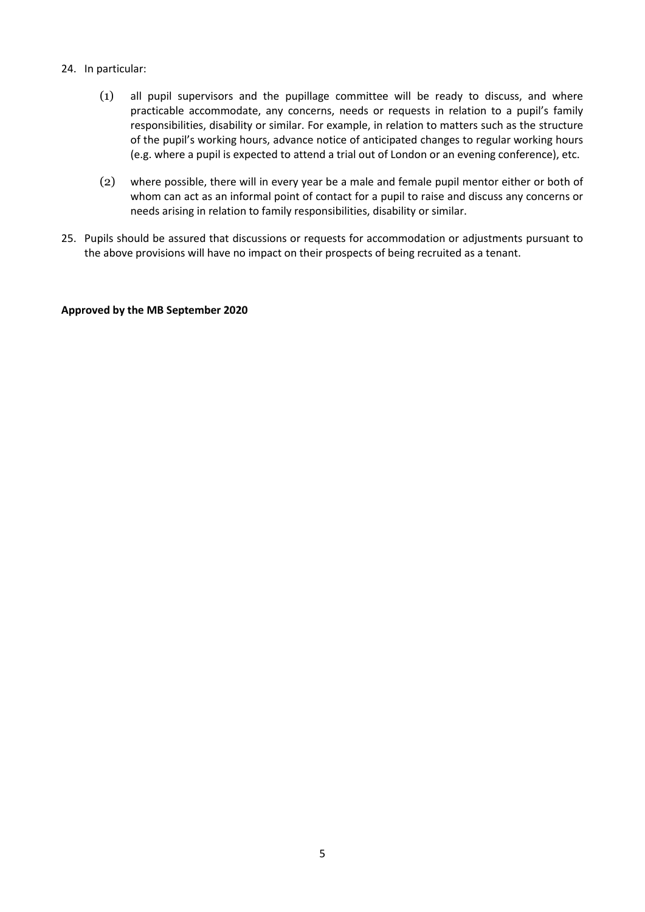24. In particular:

    (1) all pupil supervisors and the pupillage committee will be ready to discuss, and where practicable accommodate, any concerns, needs or requests in relation to a pupil's family responsibilities, disability or similar. For example, in relation to matters such as the structure of the pupil's working hours, advance notice of anticipated changes to regular working hours (e.g. where a pupil is expected to attend a trial out of London or an evening conference), etc.

    (2) where possible, there will in every year be a male and female pupil mentor either or both of whom can act as an informal point of contact for a pupil to raise and discuss any concerns or needs arising in relation to family responsibilities, disability or similar.

25. Pupils should be assured that discussions or requests for accommodation or adjustments pursuant to the above provisions will have no impact on their prospects of being recruited as a tenant.

**Approved by the MB September 2020**